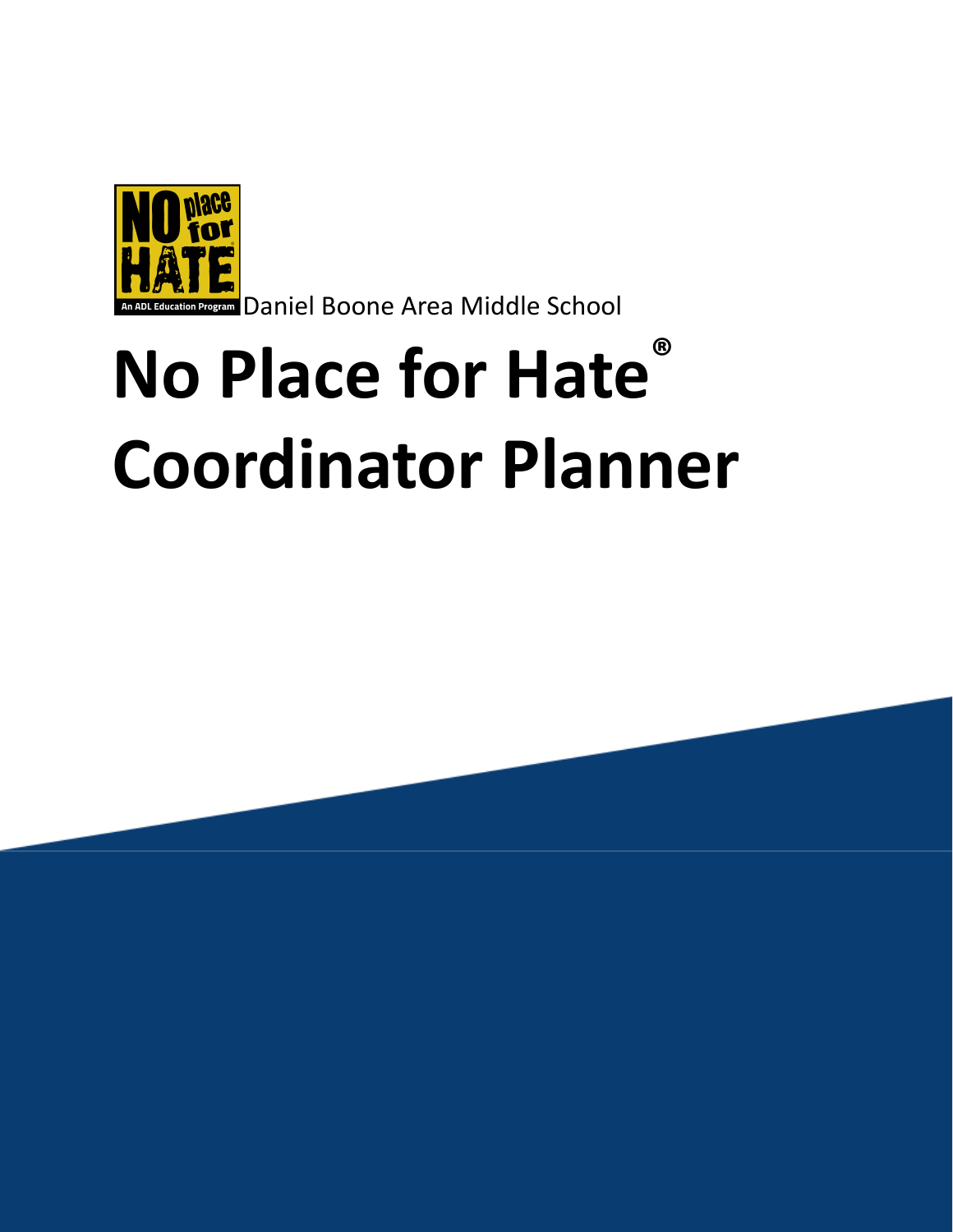Daniel Boone Area Middle School

# No Place for Hate® Coordinator Planner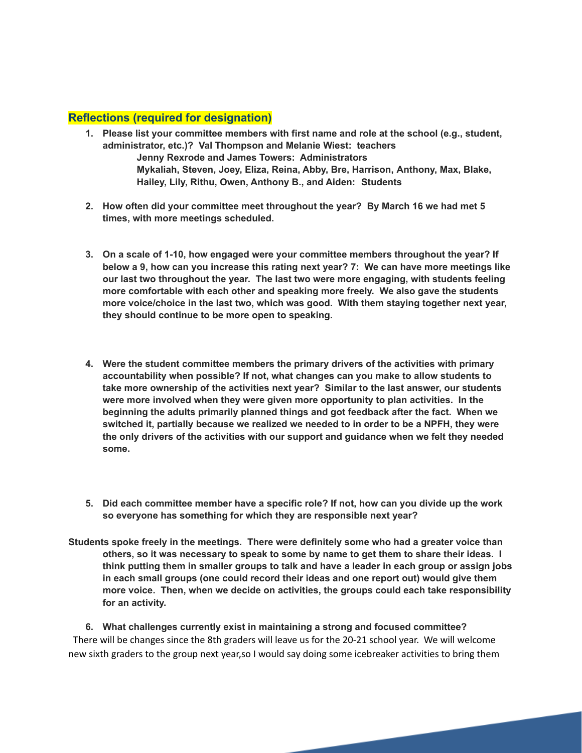## Reflections (required for designation)

1. **Please list your committee members with first name and role at the school (e.g., student, administrator, etc.)? Val Thompson and Melanie Wiest: teachers**
   **Jenny Rexrode and James Towers: Administrators**
   **Mykaliah, Steven, Joey, Eliza, Reina, Abby, Bre, Harrison, Anthony, Max, Blake, Hailey, Lily, Rithu, Owen, Anthony B., and Aiden: Students**

2. **How often did your committee meet throughout the year? By March 16 we had met 5 times, with more meetings scheduled.**

3. **On a scale of 1-10, how engaged were your committee members throughout the year? If below a 9, how can you increase this rating next year? 7: We can have more meetings like our last two throughout the year. The last two were more engaging, with students feeling more comfortable with each other and speaking more freely. We also gave the students more voice/choice in the last two, which was good. With them staying together next year, they should continue to be more open to speaking.**

4. **Were the student committee members the primary drivers of the activities with primary accountability when possible? If not, what changes can you make to allow students to take more ownership of the activities next year? Similar to the last answer, our students were more involved when they were given more opportunity to plan activities. In the beginning the adults primarily planned things and got feedback after the fact. When we switched it, partially because we realized we needed to in order to be a NPFH, they were the only drivers of the activities with our support and guidance when we felt they needed some.**

5. **Did each committee member have a specific role? If not, how can you divide up the work so everyone has something for which they are responsible next year?**

**Students spoke freely in the meetings. There were definitely some who had a greater voice than others, so it was necessary to speak to some by name to get them to share their ideas. I think putting them in smaller groups to talk and have a leader in each group or assign jobs in each small groups (one could record their ideas and one report out) would give them more voice. Then, when we decide on activities, the groups could each take responsibility for an activity.**

6. **What challenges currently exist in maintaining a strong and focused committee?**

There will be changes since the 8th graders will leave us for the 20-21 school year. We will welcome new sixth graders to the group next year,so I would say doing some icebreaker activities to bring them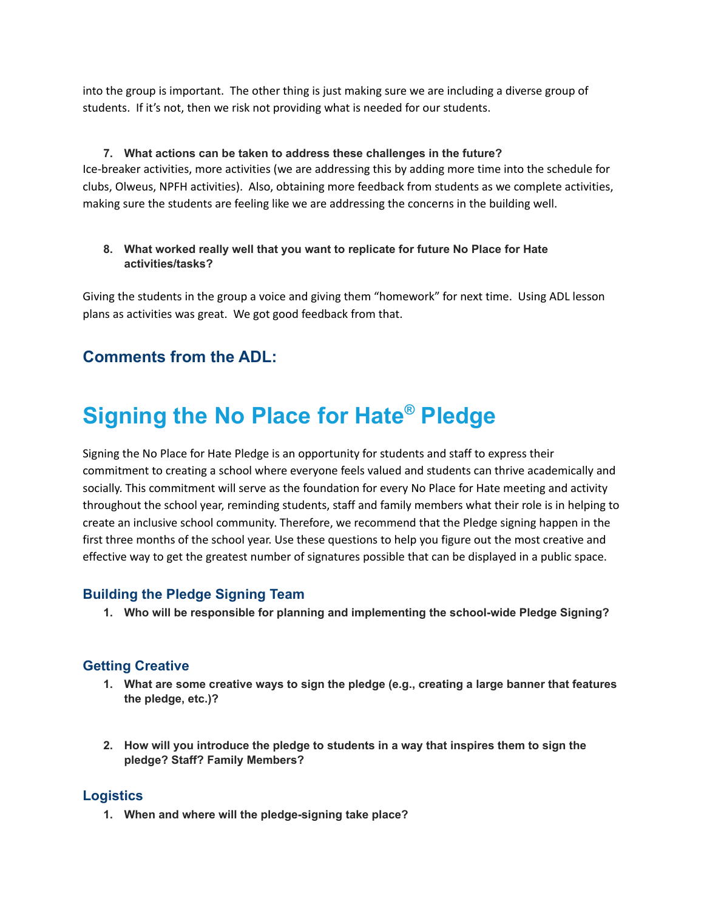into the group is important. The other thing is just making sure we are including a diverse group of students. If it's not, then we risk not providing what is needed for our students.

7. **What actions can be taken to address these challenges in the future?**

Ice-breaker activities, more activities (we are addressing this by adding more time into the schedule for clubs, Olweus, NPFH activities). Also, obtaining more feedback from students as we complete activities, making sure the students are feeling like we are addressing the concerns in the building well.

8. **What worked really well that you want to replicate for future No Place for Hate activities/tasks?**

Giving the students in the group a voice and giving them "homework" for next time. Using ADL lesson plans as activities was great. We got good feedback from that.

## Comments from the ADL:

# Signing the No Place for Hate® Pledge

Signing the No Place for Hate Pledge is an opportunity for students and staff to express their commitment to creating a school where everyone feels valued and students can thrive academically and socially. This commitment will serve as the foundation for every No Place for Hate meeting and activity throughout the school year, reminding students, staff and family members what their role is in helping to create an inclusive school community. Therefore, we recommend that the Pledge signing happen in the first three months of the school year. Use these questions to help you figure out the most creative and effective way to get the greatest number of signatures possible that can be displayed in a public space.

### Building the Pledge Signing Team

1. **Who will be responsible for planning and implementing the school-wide Pledge Signing?**

### Getting Creative

1. **What are some creative ways to sign the pledge (e.g., creating a large banner that features the pledge, etc.)?**

2. **How will you introduce the pledge to students in a way that inspires them to sign the pledge? Staff? Family Members?**

### Logistics

1. **When and where will the pledge-signing take place?**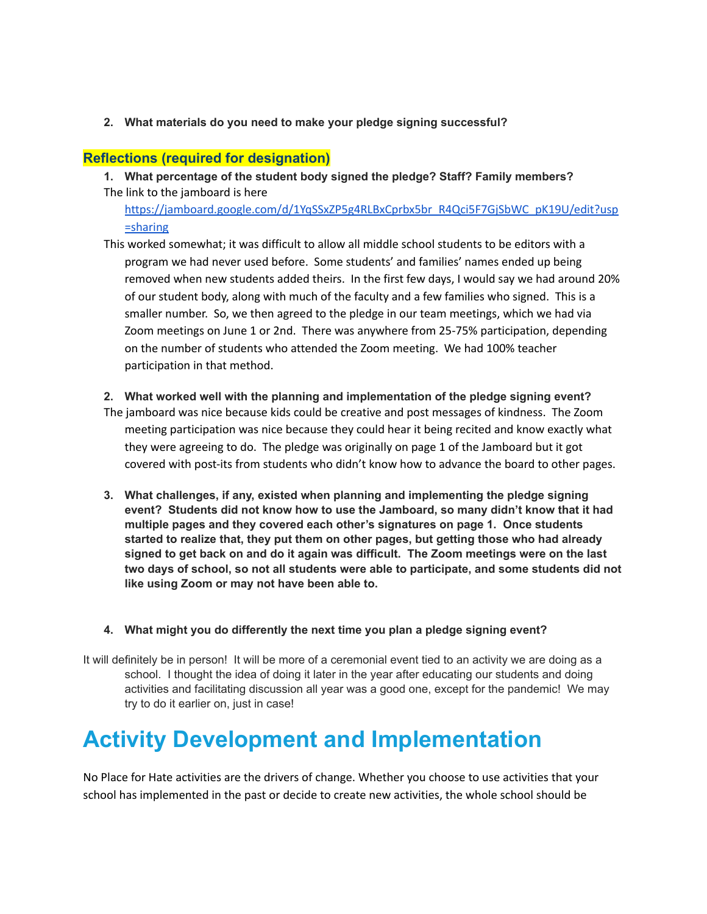2. **What materials do you need to make your pledge signing successful?**

## Reflections (required for designation)

1. **What percentage of the student body signed the pledge? Staff? Family members?**

The link to the jamboard is here https://jamboard.google.com/d/1YqSSxZP5g4RLBxCprbx5br_R4Qci5F7GjSbWC_pK19U/edit?usp=sharing

This worked somewhat; it was difficult to allow all middle school students to be editors with a program we had never used before. Some students' and families' names ended up being removed when new students added theirs. In the first few days, I would say we had around 20% of our student body, along with much of the faculty and a few families who signed. This is a smaller number. So, we then agreed to the pledge in our team meetings, which we had via Zoom meetings on June 1 or 2nd. There was anywhere from 25-75% participation, depending on the number of students who attended the Zoom meeting. We had 100% teacher participation in that method.

2. **What worked well with the planning and implementation of the pledge signing event?**

The jamboard was nice because kids could be creative and post messages of kindness. The Zoom meeting participation was nice because they could hear it being recited and know exactly what they were agreeing to do. The pledge was originally on page 1 of the Jamboard but it got covered with post-its from students who didn't know how to advance the board to other pages.

3. **What challenges, if any, existed when planning and implementing the pledge signing event? Students did not know how to use the Jamboard, so many didn't know that it had multiple pages and they covered each other's signatures on page 1. Once students started to realize that, they put them on other pages, but getting those who had already signed to get back on and do it again was difficult. The Zoom meetings were on the last two days of school, so not all students were able to participate, and some students did not like using Zoom or may not have been able to.**

4. **What might you do differently the next time you plan a pledge signing event?**

It will definitely be in person! It will be more of a ceremonial event tied to an activity we are doing as a school. I thought the idea of doing it later in the year after educating our students and doing activities and facilitating discussion all year was a good one, except for the pandemic! We may try to do it earlier on, just in case!

# Activity Development and Implementation

No Place for Hate activities are the drivers of change. Whether you choose to use activities that your school has implemented in the past or decide to create new activities, the whole school should be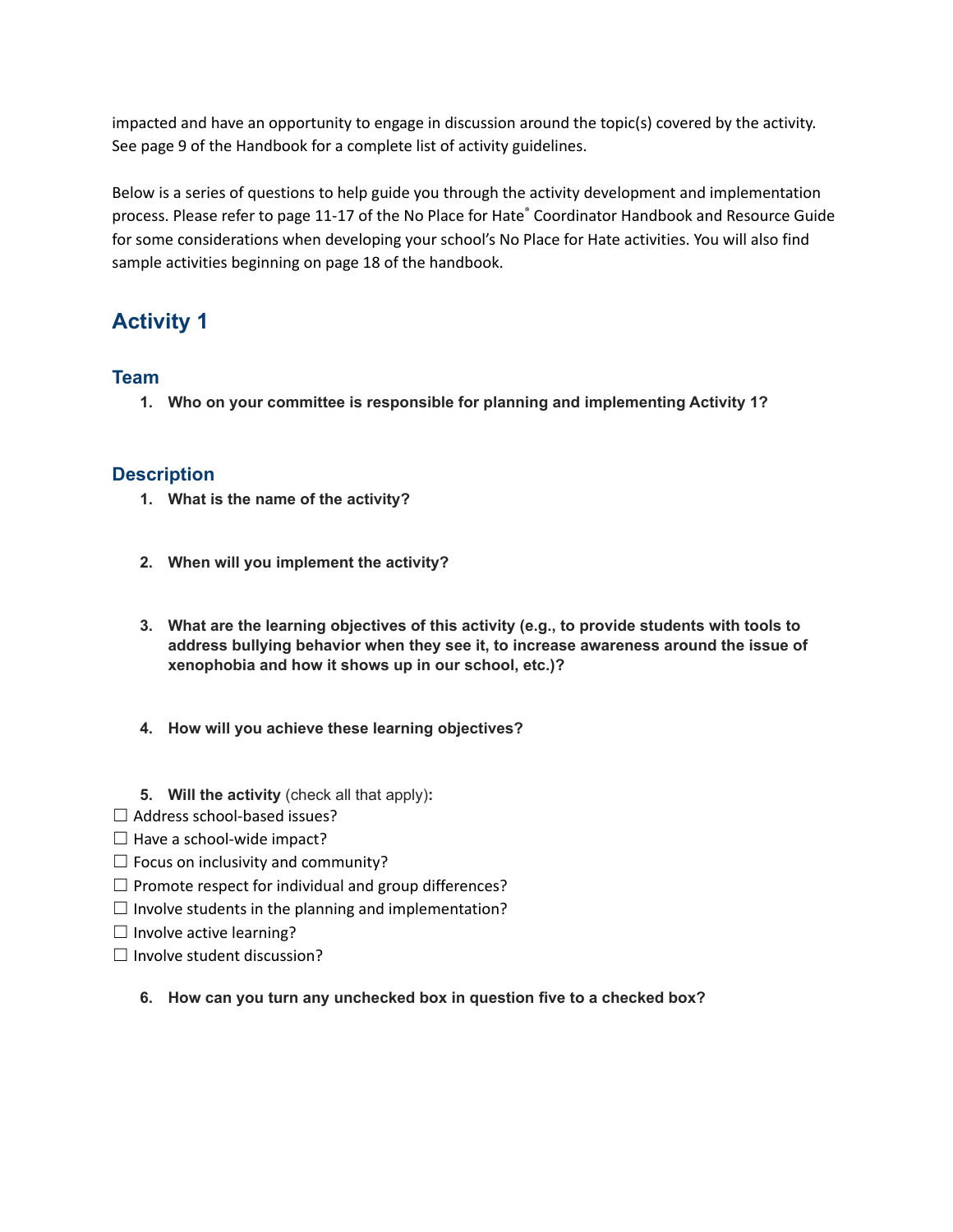impacted and have an opportunity to engage in discussion around the topic(s) covered by the activity. See page 9 of the Handbook for a complete list of activity guidelines.

Below is a series of questions to help guide you through the activity development and implementation process. Please refer to page 11-17 of the No Place for Hate® Coordinator Handbook and Resource Guide for some considerations when developing your school's No Place for Hate activities. You will also find sample activities beginning on page 18 of the handbook.

## Activity 1

### Team

1. **Who on your committee is responsible for planning and implementing Activity 1?**

### Description

1. **What is the name of the activity?**

2. **When will you implement the activity?**

3. **What are the learning objectives of this activity (e.g., to provide students with tools to address bullying behavior when they see it, to increase awareness around the issue of xenophobia and how it shows up in our school, etc.)?**

4. **How will you achieve these learning objectives?**

5. **Will the activity** (check all that apply)**:**

☐ Address school-based issues?
☐ Have a school-wide impact?
☐ Focus on inclusivity and community?
☐ Promote respect for individual and group differences?
☐ Involve students in the planning and implementation?
☐ Involve active learning?
☐ Involve student discussion?

6. **How can you turn any unchecked box in question five to a checked box?**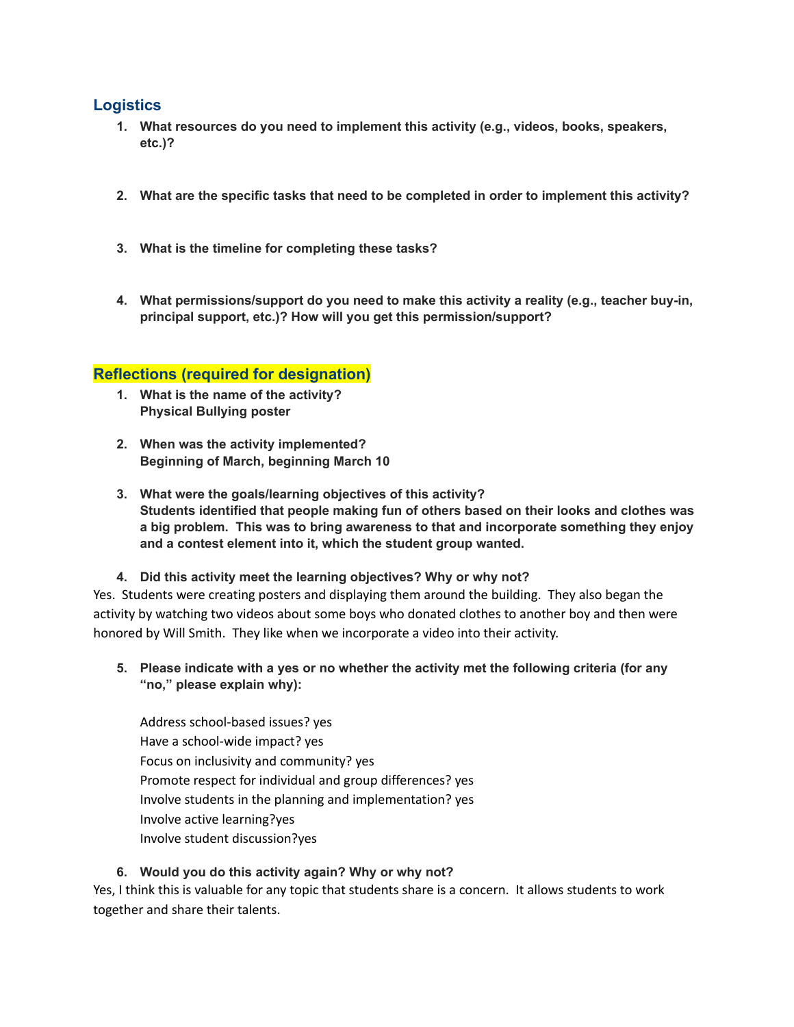## Logistics

1. **What resources do you need to implement this activity (e.g., videos, books, speakers, etc.)?**

2. **What are the specific tasks that need to be completed in order to implement this activity?**

3. **What is the timeline for completing these tasks?**

4. **What permissions/support do you need to make this activity a reality (e.g., teacher buy-in, principal support, etc.)? How will you get this permission/support?**

## Reflections (required for designation)

1. **What is the name of the activity?**
   **Physical Bullying poster**

2. **When was the activity implemented?**
   **Beginning of March, beginning March 10**

3. **What were the goals/learning objectives of this activity?**
   **Students identified that people making fun of others based on their looks and clothes was a big problem. This was to bring awareness to that and incorporate something they enjoy and a contest element into it, which the student group wanted.**

4. **Did this activity meet the learning objectives? Why or why not?**

Yes. Students were creating posters and displaying them around the building. They also began the activity by watching two videos about some boys who donated clothes to another boy and then were honored by Will Smith. They like when we incorporate a video into their activity.

5. **Please indicate with a yes or no whether the activity met the following criteria (for any "no," please explain why):**

   Address school-based issues? yes
   Have a school-wide impact? yes
   Focus on inclusivity and community? yes
   Promote respect for individual and group differences? yes
   Involve students in the planning and implementation? yes
   Involve active learning?yes
   Involve student discussion?yes

6. **Would you do this activity again? Why or why not?**

Yes, I think this is valuable for any topic that students share is a concern. It allows students to work together and share their talents.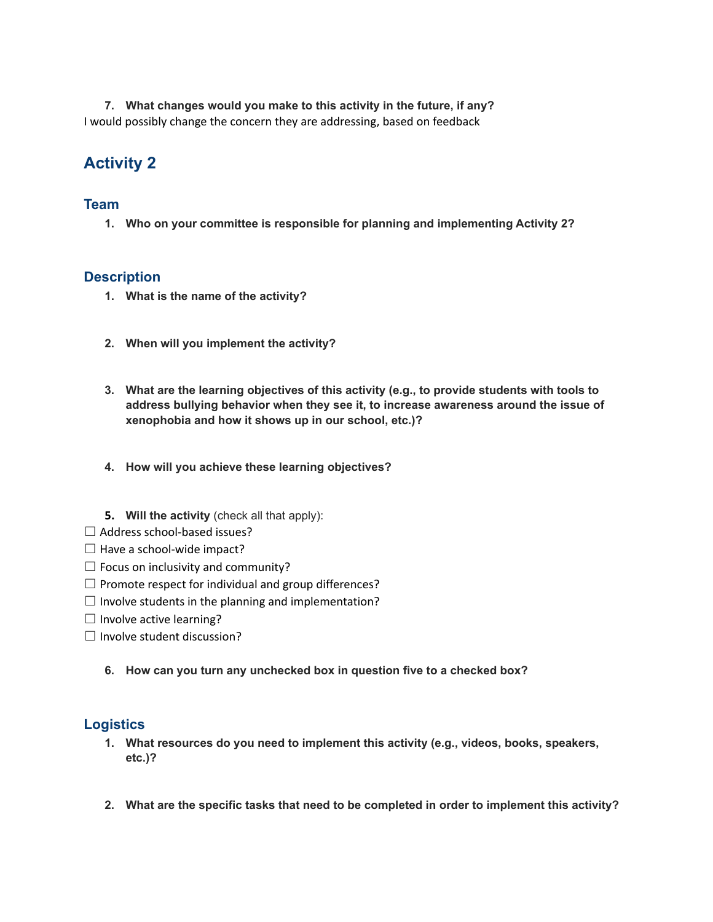7. **What changes would you make to this activity in the future, if any?**

I would possibly change the concern they are addressing, based on feedback

## Activity 2

### Team

1. **Who on your committee is responsible for planning and implementing Activity 2?**

### Description

1. **What is the name of the activity?**

2. **When will you implement the activity?**

3. **What are the learning objectives of this activity (e.g., to provide students with tools to address bullying behavior when they see it, to increase awareness around the issue of xenophobia and how it shows up in our school, etc.)?**

4. **How will you achieve these learning objectives?**

5. **Will the activity** (check all that apply):

☐ Address school-based issues?
☐ Have a school-wide impact?
☐ Focus on inclusivity and community?
☐ Promote respect for individual and group differences?
☐ Involve students in the planning and implementation?
☐ Involve active learning?
☐ Involve student discussion?

6. **How can you turn any unchecked box in question five to a checked box?**

### Logistics

1. **What resources do you need to implement this activity (e.g., videos, books, speakers, etc.)?**

2. **What are the specific tasks that need to be completed in order to implement this activity?**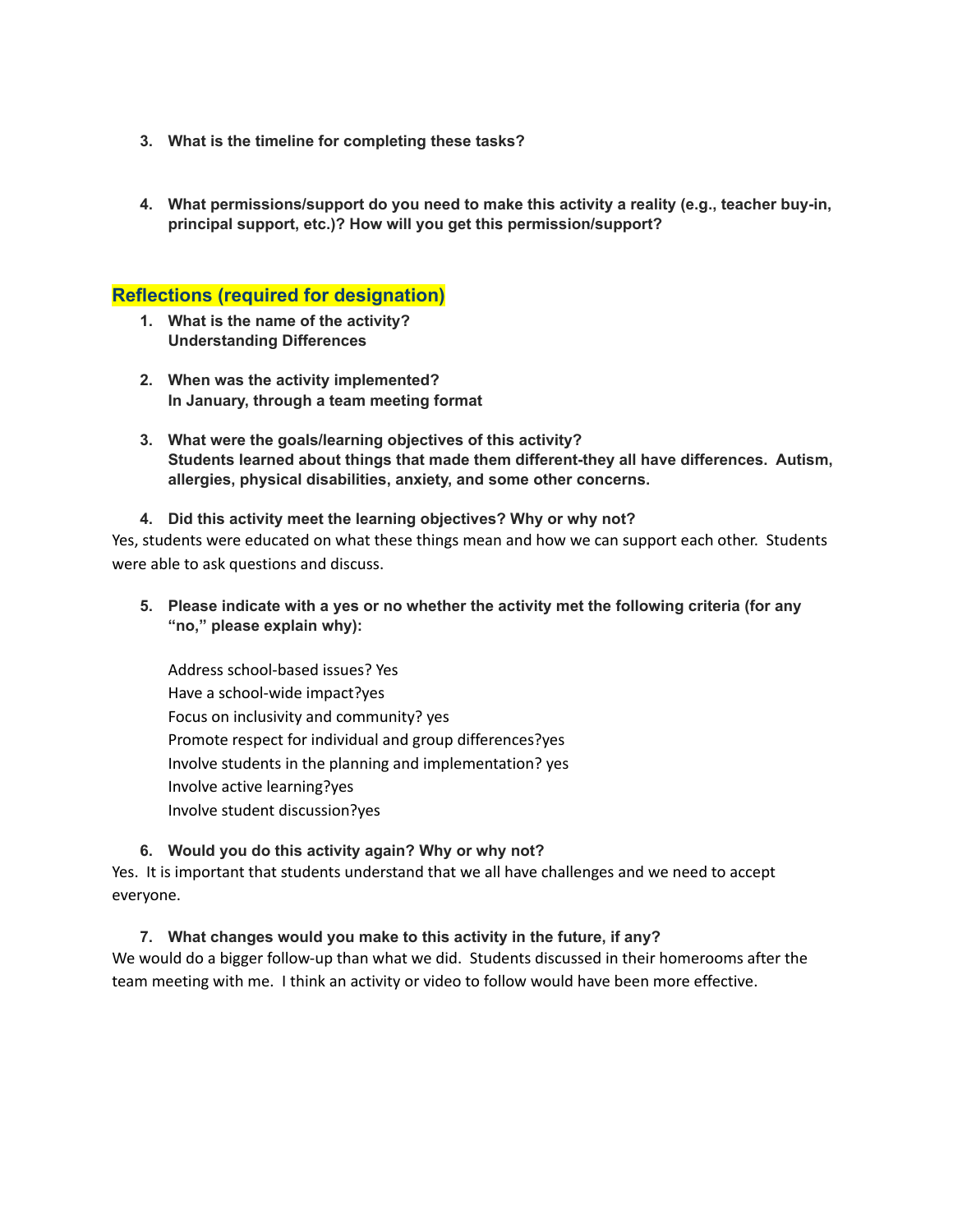3. **What is the timeline for completing these tasks?**

4. **What permissions/support do you need to make this activity a reality (e.g., teacher buy-in, principal support, etc.)? How will you get this permission/support?**

## Reflections (required for designation)

1. **What is the name of the activity?**
   **Understanding Differences**

2. **When was the activity implemented?**
   **In January, through a team meeting format**

3. **What were the goals/learning objectives of this activity?**
   **Students learned about things that made them different-they all have differences. Autism, allergies, physical disabilities, anxiety, and some other concerns.**

4. **Did this activity meet the learning objectives? Why or why not?**

Yes, students were educated on what these things mean and how we can support each other. Students were able to ask questions and discuss.

5. **Please indicate with a yes or no whether the activity met the following criteria (for any "no," please explain why):**

   Address school-based issues? Yes
   Have a school-wide impact?yes
   Focus on inclusivity and community? yes
   Promote respect for individual and group differences?yes
   Involve students in the planning and implementation? yes
   Involve active learning?yes
   Involve student discussion?yes

6. **Would you do this activity again? Why or why not?**

Yes. It is important that students understand that we all have challenges and we need to accept everyone.

7. **What changes would you make to this activity in the future, if any?**

We would do a bigger follow-up than what we did. Students discussed in their homerooms after the team meeting with me. I think an activity or video to follow would have been more effective.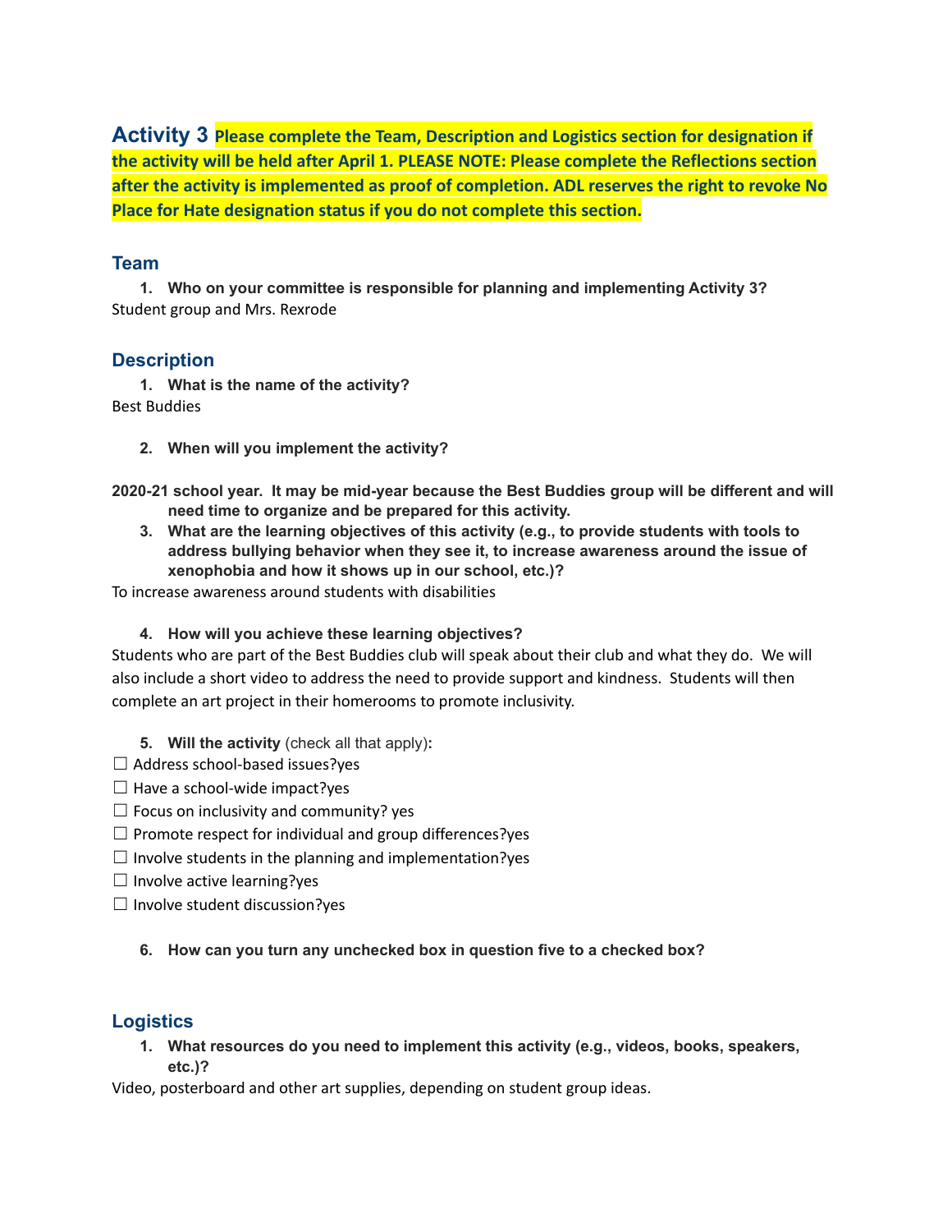## Activity 3 **Please complete the Team, Description and Logistics section for designation if the activity will be held after April 1. PLEASE NOTE: Please complete the Reflections section after the activity is implemented as proof of completion. ADL reserves the right to revoke No Place for Hate designation status if you do not complete this section.**

### Team

1. **Who on your committee is responsible for planning and implementing Activity 3?**

Student group and Mrs. Rexrode

### Description

1. **What is the name of the activity?**

Best Buddies

2. **When will you implement the activity?**

**2020-21 school year. It may be mid-year because the Best Buddies group will be different and will need time to organize and be prepared for this activity.**

3. **What are the learning objectives of this activity (e.g., to provide students with tools to address bullying behavior when they see it, to increase awareness around the issue of xenophobia and how it shows up in our school, etc.)?**

To increase awareness around students with disabilities

4. **How will you achieve these learning objectives?**

Students who are part of the Best Buddies club will speak about their club and what they do. We will also include a short video to address the need to provide support and kindness. Students will then complete an art project in their homerooms to promote inclusivity.

5. **Will the activity** (check all that apply)**:**

☐ Address school-based issues?yes
☐ Have a school-wide impact?yes
☐ Focus on inclusivity and community? yes
☐ Promote respect for individual and group differences?yes
☐ Involve students in the planning and implementation?yes
☐ Involve active learning?yes
☐ Involve student discussion?yes

6. **How can you turn any unchecked box in question five to a checked box?**

### Logistics

1. **What resources do you need to implement this activity (e.g., videos, books, speakers, etc.)?**

Video, posterboard and other art supplies, depending on student group ideas.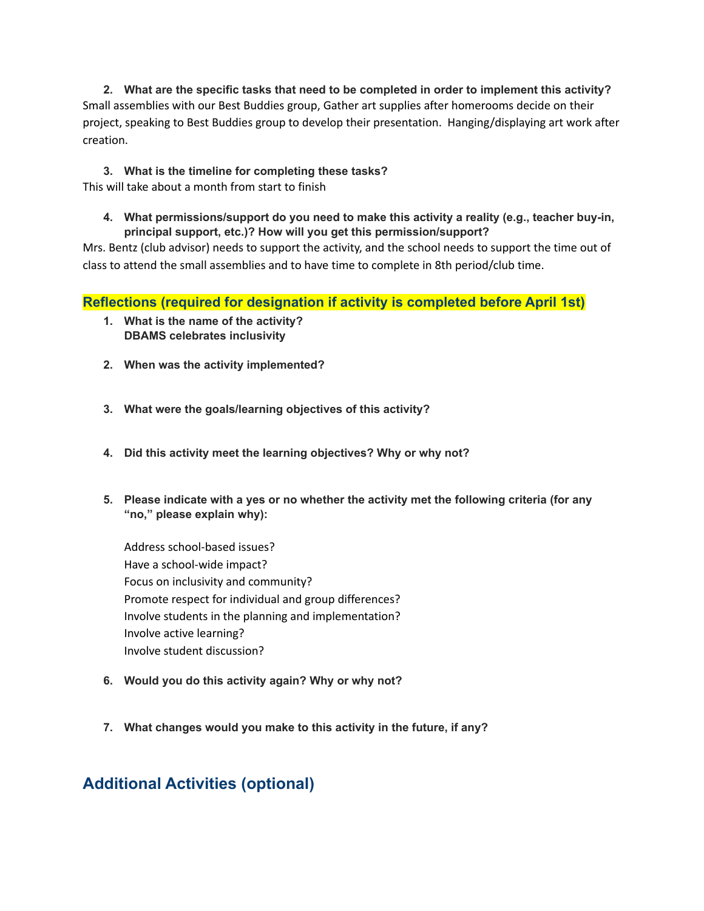2. **What are the specific tasks that need to be completed in order to implement this activity?**

Small assemblies with our Best Buddies group, Gather art supplies after homerooms decide on their project, speaking to Best Buddies group to develop their presentation. Hanging/displaying art work after creation.

3. **What is the timeline for completing these tasks?**

This will take about a month from start to finish

4. **What permissions/support do you need to make this activity a reality (e.g., teacher buy-in, principal support, etc.)? How will you get this permission/support?**

Mrs. Bentz (club advisor) needs to support the activity, and the school needs to support the time out of class to attend the small assemblies and to have time to complete in 8th period/club time.

### Reflections (required for designation if activity is completed before April 1st)

1. **What is the name of the activity?**
   **DBAMS celebrates inclusivity**

2. **When was the activity implemented?**

3. **What were the goals/learning objectives of this activity?**

4. **Did this activity meet the learning objectives? Why or why not?**

5. **Please indicate with a yes or no whether the activity met the following criteria (for any "no," please explain why):**

   Address school-based issues?
   Have a school-wide impact?
   Focus on inclusivity and community?
   Promote respect for individual and group differences?
   Involve students in the planning and implementation?
   Involve active learning?
   Involve student discussion?

6. **Would you do this activity again? Why or why not?**

7. **What changes would you make to this activity in the future, if any?**

## Additional Activities (optional)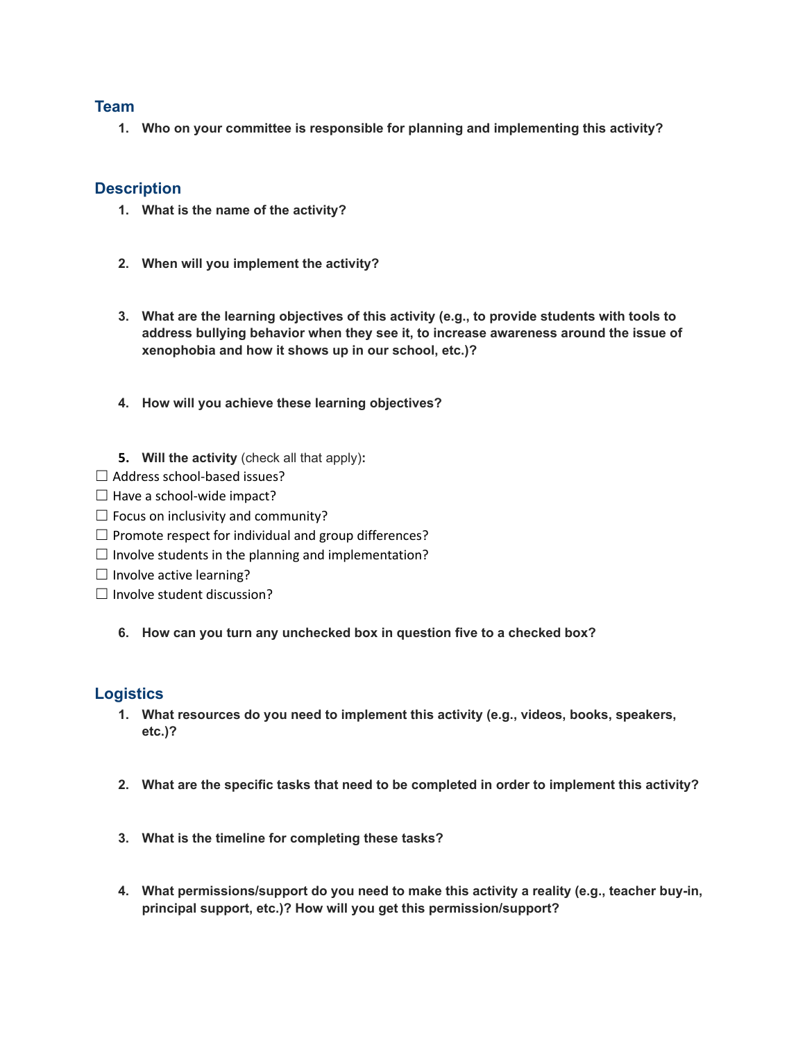## Team

1. **Who on your committee is responsible for planning and implementing this activity?**

## Description

1. **What is the name of the activity?**

2. **When will you implement the activity?**

3. **What are the learning objectives of this activity (e.g., to provide students with tools to address bullying behavior when they see it, to increase awareness around the issue of xenophobia and how it shows up in our school, etc.)?**

4. **How will you achieve these learning objectives?**

5. **Will the activity** (check all that apply)**:**

☐ Address school-based issues?
☐ Have a school-wide impact?
☐ Focus on inclusivity and community?
☐ Promote respect for individual and group differences?
☐ Involve students in the planning and implementation?
☐ Involve active learning?
☐ Involve student discussion?

6. **How can you turn any unchecked box in question five to a checked box?**

## Logistics

1. **What resources do you need to implement this activity (e.g., videos, books, speakers, etc.)?**

2. **What are the specific tasks that need to be completed in order to implement this activity?**

3. **What is the timeline for completing these tasks?**

4. **What permissions/support do you need to make this activity a reality (e.g., teacher buy-in, principal support, etc.)? How will you get this permission/support?**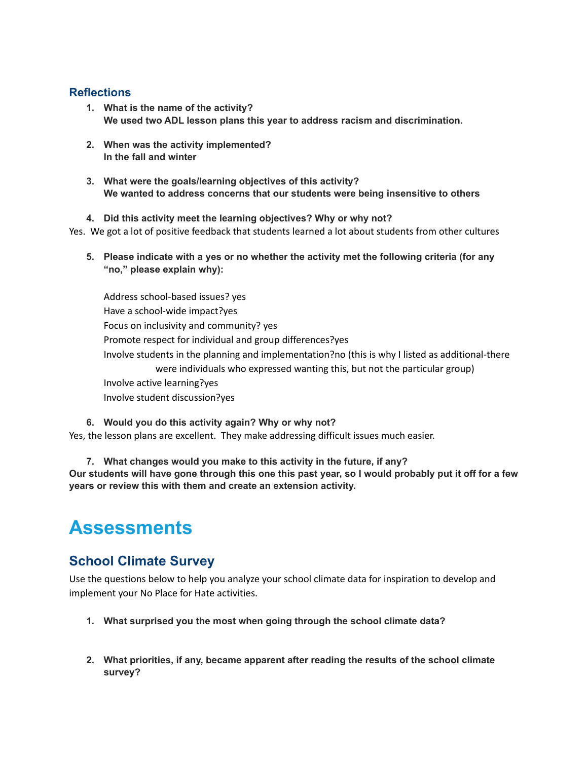### Reflections

1. **What is the name of the activity?**
   **We used two ADL lesson plans this year to address racism and discrimination.**

2. **When was the activity implemented?**
   **In the fall and winter**

3. **What were the goals/learning objectives of this activity?**
   **We wanted to address concerns that our students were being insensitive to others**

4. **Did this activity meet the learning objectives? Why or why not?**

Yes. We got a lot of positive feedback that students learned a lot about students from other cultures

5. **Please indicate with a yes or no whether the activity met the following criteria (for any "no," please explain why):**

   Address school-based issues? yes
   Have a school-wide impact?yes
   Focus on inclusivity and community? yes
   Promote respect for individual and group differences?yes
   Involve students in the planning and implementation?no (this is why I listed as additional-there were individuals who expressed wanting this, but not the particular group)
   Involve active learning?yes
   Involve student discussion?yes

6. **Would you do this activity again? Why or why not?**

Yes, the lesson plans are excellent. They make addressing difficult issues much easier.

7. **What changes would you make to this activity in the future, if any?**

**Our students will have gone through this one this past year, so I would probably put it off for a few years or review this with them and create an extension activity.**

# Assessments

## School Climate Survey

Use the questions below to help you analyze your school climate data for inspiration to develop and implement your No Place for Hate activities.

1. **What surprised you the most when going through the school climate data?**

2. **What priorities, if any, became apparent after reading the results of the school climate survey?**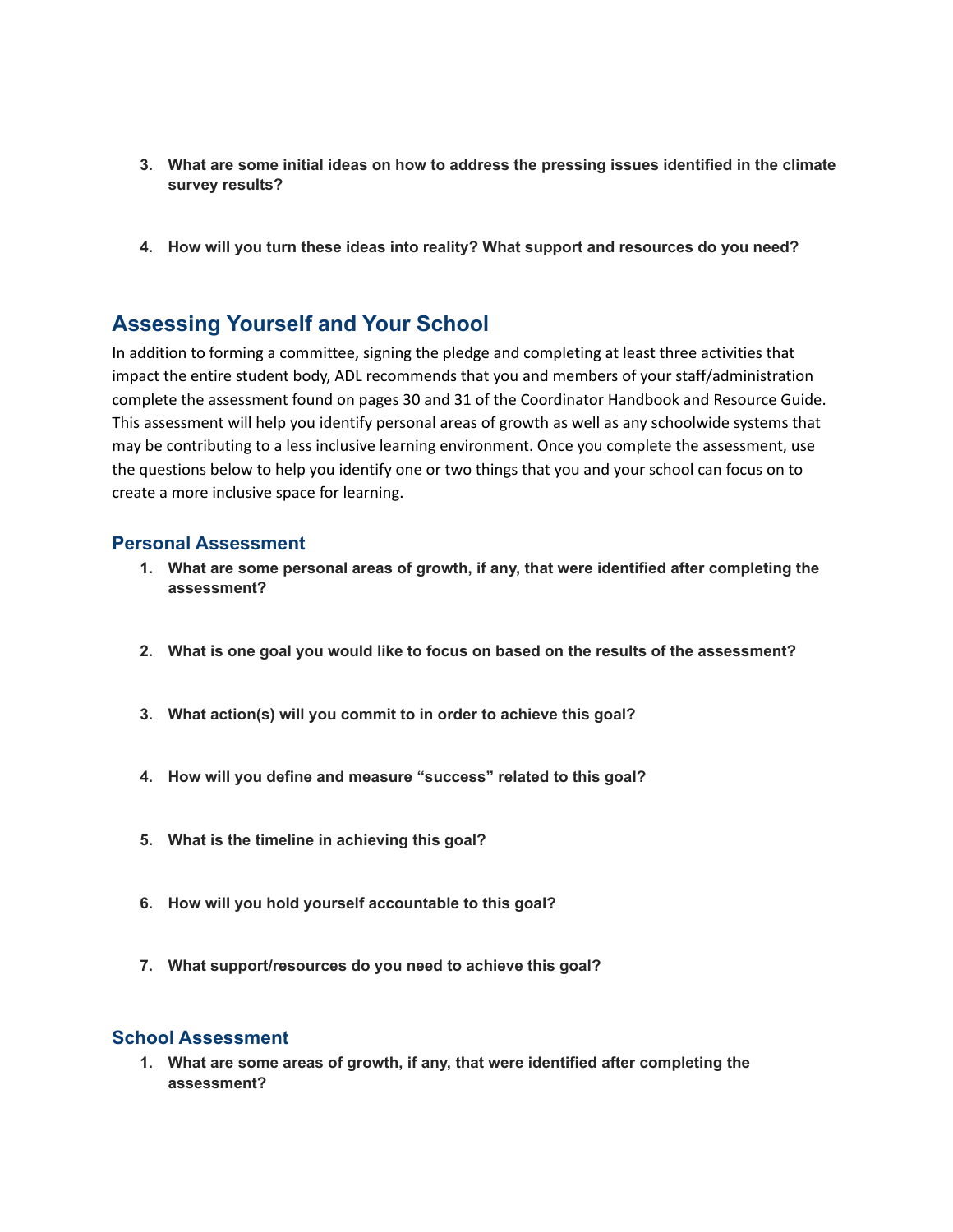3. **What are some initial ideas on how to address the pressing issues identified in the climate survey results?**

4. **How will you turn these ideas into reality? What support and resources do you need?**

## Assessing Yourself and Your School

In addition to forming a committee, signing the pledge and completing at least three activities that impact the entire student body, ADL recommends that you and members of your staff/administration complete the assessment found on pages 30 and 31 of the Coordinator Handbook and Resource Guide. This assessment will help you identify personal areas of growth as well as any schoolwide systems that may be contributing to a less inclusive learning environment. Once you complete the assessment, use the questions below to help you identify one or two things that you and your school can focus on to create a more inclusive space for learning.

### Personal Assessment

1. **What are some personal areas of growth, if any, that were identified after completing the assessment?**

2. **What is one goal you would like to focus on based on the results of the assessment?**

3. **What action(s) will you commit to in order to achieve this goal?**

4. **How will you define and measure "success" related to this goal?**

5. **What is the timeline in achieving this goal?**

6. **How will you hold yourself accountable to this goal?**

7. **What support/resources do you need to achieve this goal?**

### School Assessment

1. **What are some areas of growth, if any, that were identified after completing the assessment?**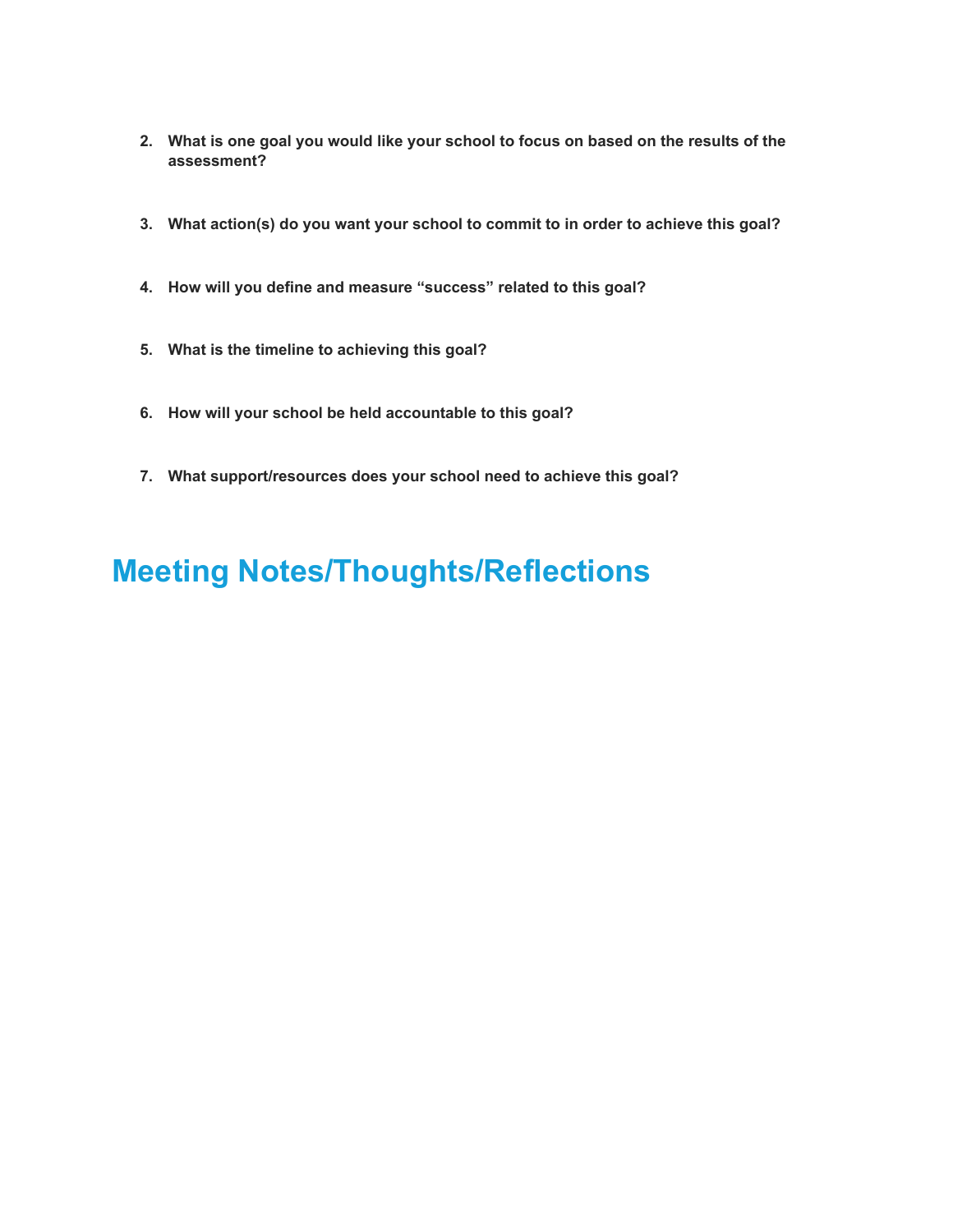2. **What is one goal you would like your school to focus on based on the results of the assessment?**

3. **What action(s) do you want your school to commit to in order to achieve this goal?**

4. **How will you define and measure "success" related to this goal?**

5. **What is the timeline to achieving this goal?**

6. **How will your school be held accountable to this goal?**

7. **What support/resources does your school need to achieve this goal?**

## Meeting Notes/Thoughts/Reflections